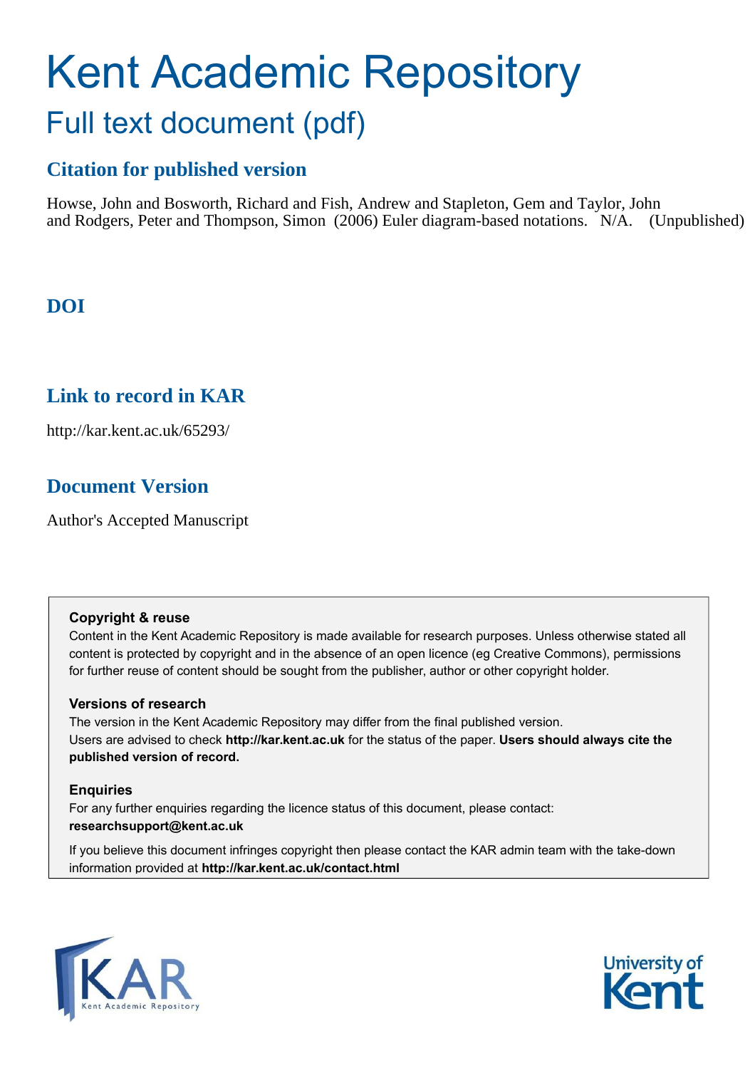# Kent Academic Repository

## Full text document (pdf)

### Citation for published version

Howse, John and Bosworth, Richard and Fish, Andrew and Stapleton, Gem and Taylor, John and Rodgers, Peter and Thompson, Simon (2006) Euler diagram-based notations. N/A. (Unpublished)

### DOI

### Link to record in KAR

http://kar.kent.ac.uk/65293/

### Document Version

Author's Accepted Manuscript

**Copyright & reuse**

Content in the Kent Academic Repository is made available for research purposes. Unless otherwise stated all content is protected by copyright and in the absence of an open licence (eg Creative Commons), permissions for further reuse of content should be sought from the publisher, author or other copyright holder.

**Versions of research**

The version in the Kent Academic Repository may differ from the final published version. Users are advised to check **http://kar.kent.ac.uk** for the status of the paper. **Users should always cite the published version of record.**

**Enquiries**

For any further enquiries regarding the licence status of this document, please contact: **researchsupport@kent.ac.uk**

If you believe this document infringes copyright then please contact the KAR admin team with the take-down information provided at **http://kar.kent.ac.uk/contact.html**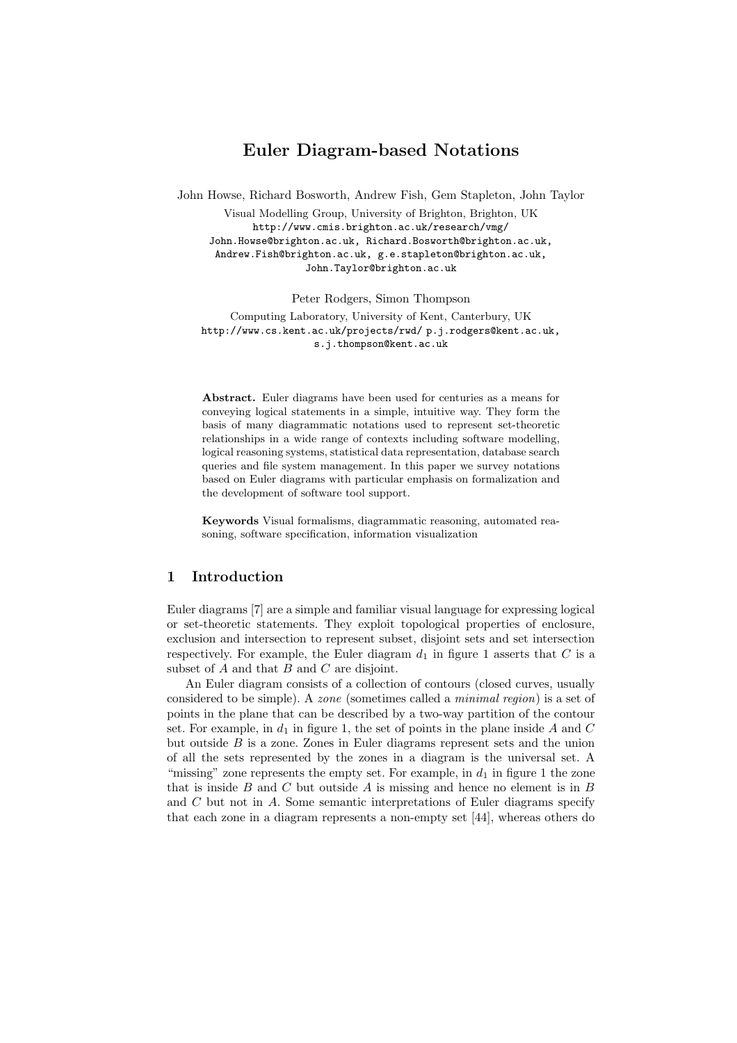# Euler Diagram-based Notations

John Howse, Richard Bosworth, Andrew Fish, Gem Stapleton, John Taylor

Visual Modelling Group, University of Brighton, Brighton, UK
http://www.cmis.brighton.ac.uk/research/vmg/
John.Howse@brighton.ac.uk, Richard.Bosworth@brighton.ac.uk,
Andrew.Fish@brighton.ac.uk, g.e.stapleton@brighton.ac.uk,
John.Taylor@brighton.ac.uk

Peter Rodgers, Simon Thompson

Computing Laboratory, University of Kent, Canterbury, UK
http://www.cs.kent.ac.uk/projects/rwd/ p.j.rodgers@kent.ac.uk,
s.j.thompson@kent.ac.uk

**Abstract.** Euler diagrams have been used for centuries as a means for conveying logical statements in a simple, intuitive way. They form the basis of many diagrammatic notations used to represent set-theoretic relationships in a wide range of contexts including software modelling, logical reasoning systems, statistical data representation, database search queries and file system management. In this paper we survey notations based on Euler diagrams with particular emphasis on formalization and the development of software tool support.

**Keywords** Visual formalisms, diagrammatic reasoning, automated reasoning, software specification, information visualization

## 1 Introduction

Euler diagrams [7] are a simple and familiar visual language for expressing logical or set-theoretic statements. They exploit topological properties of enclosure, exclusion and intersection to represent subset, disjoint sets and set intersection respectively. For example, the Euler diagram $d_1$ in figure 1 asserts that $C$ is a subset of $A$ and that $B$ and $C$ are disjoint.

An Euler diagram consists of a collection of contours (closed curves, usually considered to be simple). A *zone* (sometimes called a *minimal region*) is a set of points in the plane that can be described by a two-way partition of the contour set. For example, in $d_1$ in figure 1, the set of points in the plane inside $A$ and $C$ but outside $B$ is a zone. Zones in Euler diagrams represent sets and the union of all the sets represented by the zones in a diagram is the universal set. A "missing" zone represents the empty set. For example, in $d_1$ in figure 1 the zone that is inside $B$ and $C$ but outside $A$ is missing and hence no element is in $B$ and $C$ but not in $A$. Some semantic interpretations of Euler diagrams specify that each zone in a diagram represents a non-empty set [44], whereas others do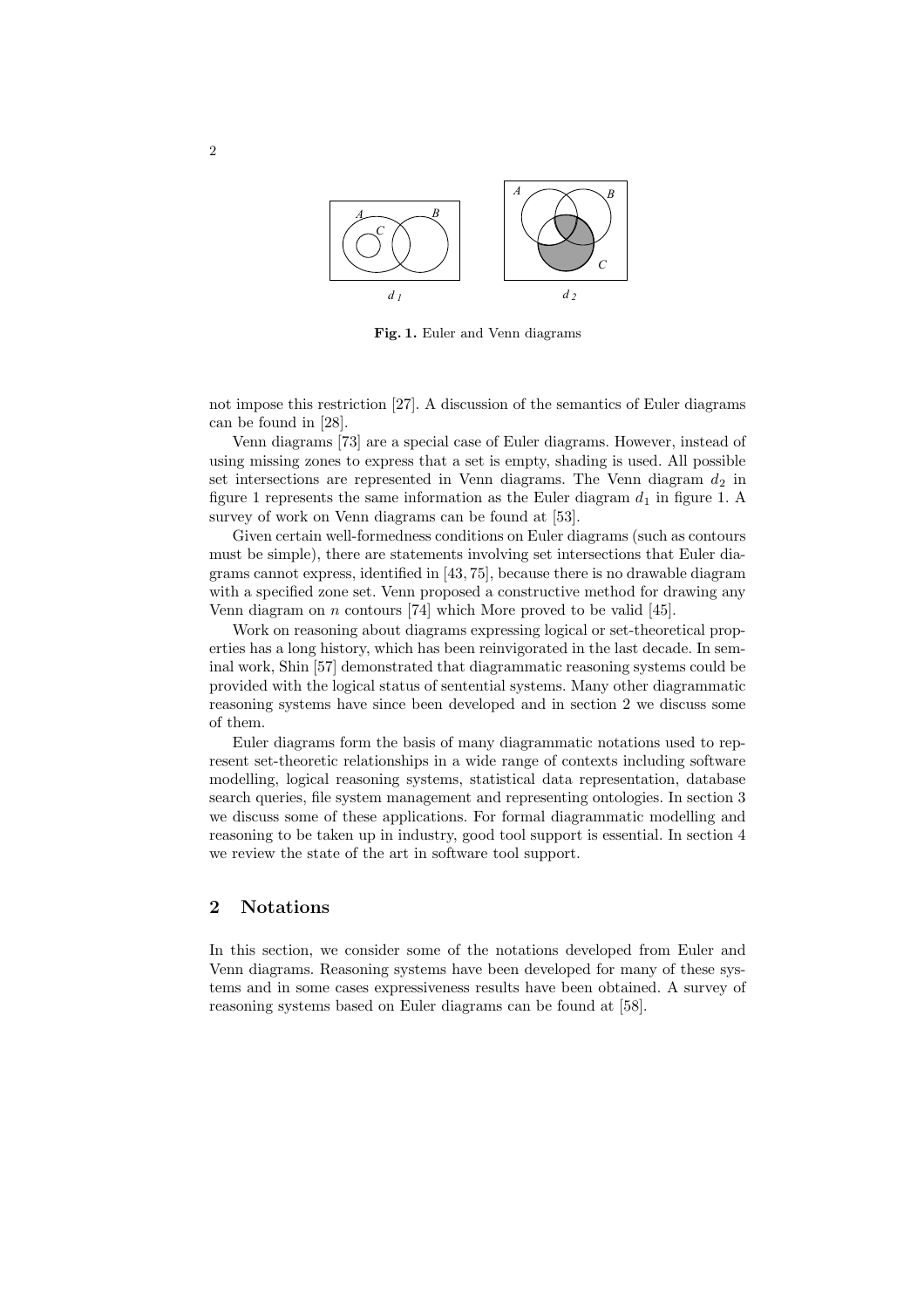**Fig. 1.** Euler and Venn diagrams

not impose this restriction [27]. A discussion of the semantics of Euler diagrams can be found in [28].

Venn diagrams [73] are a special case of Euler diagrams. However, instead of using missing zones to express that a set is empty, shading is used. All possible set intersections are represented in Venn diagrams. The Venn diagram $d_2$ in figure 1 represents the same information as the Euler diagram $d_1$ in figure 1. A survey of work on Venn diagrams can be found at [53].

Given certain well-formedness conditions on Euler diagrams (such as contours must be simple), there are statements involving set intersections that Euler diagrams cannot express, identified in [43, 75], because there is no drawable diagram with a specified zone set. Venn proposed a constructive method for drawing any Venn diagram on $n$ contours [74] which More proved to be valid [45].

Work on reasoning about diagrams expressing logical or set-theoretical properties has a long history, which has been reinvigorated in the last decade. In seminal work, Shin [57] demonstrated that diagrammatic reasoning systems could be provided with the logical status of sentential systems. Many other diagrammatic reasoning systems have since been developed and in section 2 we discuss some of them.

Euler diagrams form the basis of many diagrammatic notations used to represent set-theoretic relationships in a wide range of contexts including software modelling, logical reasoning systems, statistical data representation, database search queries, file system management and representing ontologies. In section 3 we discuss some of these applications. For formal diagrammatic modelling and reasoning to be taken up in industry, good tool support is essential. In section 4 we review the state of the art in software tool support.

## 2 Notations

In this section, we consider some of the notations developed from Euler and Venn diagrams. Reasoning systems have been developed for many of these systems and in some cases expressiveness results have been obtained. A survey of reasoning systems based on Euler diagrams can be found at [58].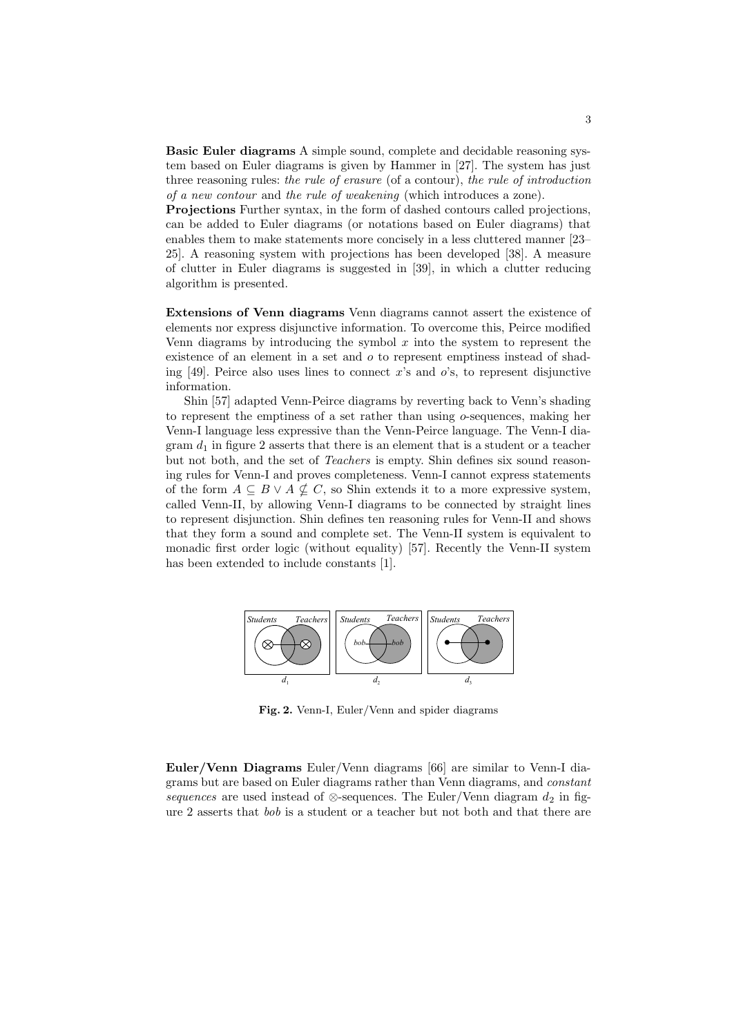**Basic Euler diagrams** A simple sound, complete and decidable reasoning system based on Euler diagrams is given by Hammer in [27]. The system has just three reasoning rules: *the rule of erasure* (of a contour), *the rule of introduction of a new contour* and *the rule of weakening* (which introduces a zone).

**Projections** Further syntax, in the form of dashed contours called projections, can be added to Euler diagrams (or notations based on Euler diagrams) that enables them to make statements more concisely in a less cluttered manner [23–25]. A reasoning system with projections has been developed [38]. A measure of clutter in Euler diagrams is suggested in [39], in which a clutter reducing algorithm is presented.

**Extensions of Venn diagrams** Venn diagrams cannot assert the existence of elements nor express disjunctive information. To overcome this, Peirce modified Venn diagrams by introducing the symbol $x$ into the system to represent the existence of an element in a set and $o$ to represent emptiness instead of shading [49]. Peirce also uses lines to connect $x$'s and $o$'s, to represent disjunctive information.

Shin [57] adapted Venn-Peirce diagrams by reverting back to Venn's shading to represent the emptiness of a set rather than using $o$-sequences, making her Venn-I language less expressive than the Venn-Peirce language. The Venn-I diagram $d_1$ in figure 2 asserts that there is an element that is a student or a teacher but not both, and the set of *Teachers* is empty. Shin defines six sound reasoning rules for Venn-I and proves completeness. Venn-I cannot express statements of the form $A \subseteq B \vee A \not\subseteq C$, so Shin extends it to a more expressive system, called Venn-II, by allowing Venn-I diagrams to be connected by straight lines to represent disjunction. Shin defines ten reasoning rules for Venn-II and shows that they form a sound and complete set. The Venn-II system is equivalent to monadic first order logic (without equality) [57]. Recently the Venn-II system has been extended to include constants [1].

**Fig. 2.** Venn-I, Euler/Venn and spider diagrams

**Euler/Venn Diagrams** Euler/Venn diagrams [66] are similar to Venn-I diagrams but are based on Euler diagrams rather than Venn diagrams, and *constant sequences* are used instead of $\otimes$-sequences. The Euler/Venn diagram $d_2$ in figure 2 asserts that *bob* is a student or a teacher but not both and that there are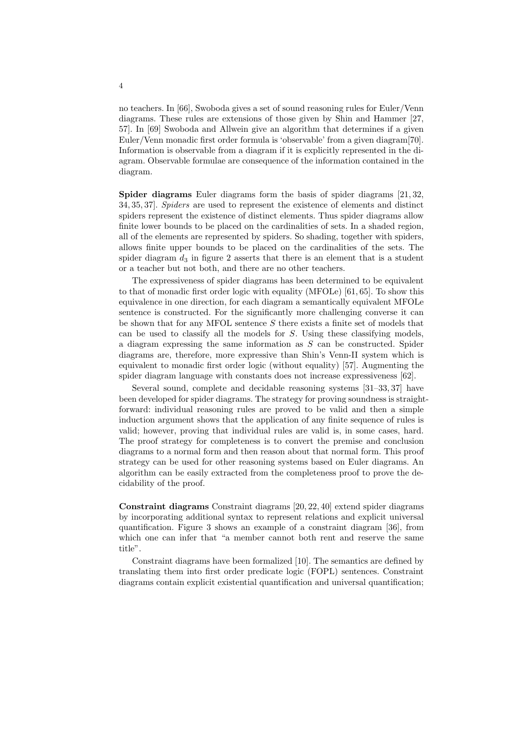no teachers. In [66], Swoboda gives a set of sound reasoning rules for Euler/Venn diagrams. These rules are extensions of those given by Shin and Hammer [27, 57]. In [69] Swoboda and Allwein give an algorithm that determines if a given Euler/Venn monadic first order formula is 'observable' from a given diagram[70]. Information is observable from a diagram if it is explicitly represented in the diagram. Observable formulae are consequence of the information contained in the diagram.

**Spider diagrams** Euler diagrams form the basis of spider diagrams [21, 32, 34, 35, 37]. *Spiders* are used to represent the existence of elements and distinct spiders represent the existence of distinct elements. Thus spider diagrams allow finite lower bounds to be placed on the cardinalities of sets. In a shaded region, all of the elements are represented by spiders. So shading, together with spiders, allows finite upper bounds to be placed on the cardinalities of the sets. The spider diagram $d_3$ in figure 2 asserts that there is an element that is a student or a teacher but not both, and there are no other teachers.

The expressiveness of spider diagrams has been determined to be equivalent to that of monadic first order logic with equality (MFOLe) [61, 65]. To show this equivalence in one direction, for each diagram a semantically equivalent MFOLe sentence is constructed. For the significantly more challenging converse it can be shown that for any MFOL sentence $S$ there exists a finite set of models that can be used to classify all the models for $S$. Using these classifying models, a diagram expressing the same information as $S$ can be constructed. Spider diagrams are, therefore, more expressive than Shin's Venn-II system which is equivalent to monadic first order logic (without equality) [57]. Augmenting the spider diagram language with constants does not increase expressiveness [62].

Several sound, complete and decidable reasoning systems [31–33, 37] have been developed for spider diagrams. The strategy for proving soundness is straightforward: individual reasoning rules are proved to be valid and then a simple induction argument shows that the application of any finite sequence of rules is valid; however, proving that individual rules are valid is, in some cases, hard. The proof strategy for completeness is to convert the premise and conclusion diagrams to a normal form and then reason about that normal form. This proof strategy can be used for other reasoning systems based on Euler diagrams. An algorithm can be easily extracted from the completeness proof to prove the decidability of the proof.

**Constraint diagrams** Constraint diagrams [20, 22, 40] extend spider diagrams by incorporating additional syntax to represent relations and explicit universal quantification. Figure 3 shows an example of a constraint diagram [36], from which one can infer that "a member cannot both rent and reserve the same title".

Constraint diagrams have been formalized [10]. The semantics are defined by translating them into first order predicate logic (FOPL) sentences. Constraint diagrams contain explicit existential quantification and universal quantification;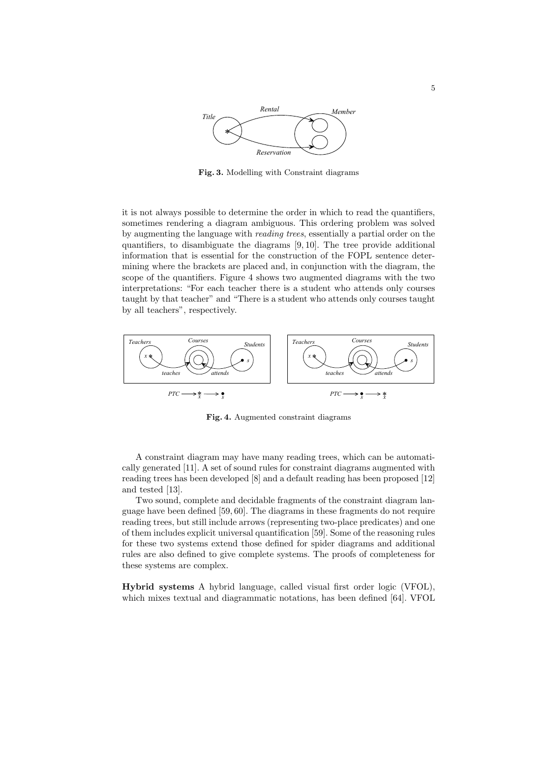Fig. 3. Modelling with Constraint diagrams

it is not always possible to determine the order in which to read the quantifiers, sometimes rendering a diagram ambiguous. This ordering problem was solved by augmenting the language with *reading trees*, essentially a partial order on the quantifiers, to disambiguate the diagrams [9, 10]. The tree provide additional information that is essential for the construction of the FOPL sentence determining where the brackets are placed and, in conjunction with the diagram, the scope of the quantifiers. Figure 4 shows two augmented diagrams with the two interpretations: "For each teacher there is a student who attends only courses taught by that teacher" and "There is a student who attends only courses taught by all teachers", respectively.

Fig. 4. Augmented constraint diagrams

A constraint diagram may have many reading trees, which can be automatically generated [11]. A set of sound rules for constraint diagrams augmented with reading trees has been developed [8] and a default reading has been proposed [12] and tested [13].

Two sound, complete and decidable fragments of the constraint diagram language have been defined [59, 60]. The diagrams in these fragments do not require reading trees, but still include arrows (representing two-place predicates) and one of them includes explicit universal quantification [59]. Some of the reasoning rules for these two systems extend those defined for spider diagrams and additional rules are also defined to give complete systems. The proofs of completeness for these systems are complex.

**Hybrid systems** A hybrid language, called visual first order logic (VFOL), which mixes textual and diagrammatic notations, has been defined [64]. VFOL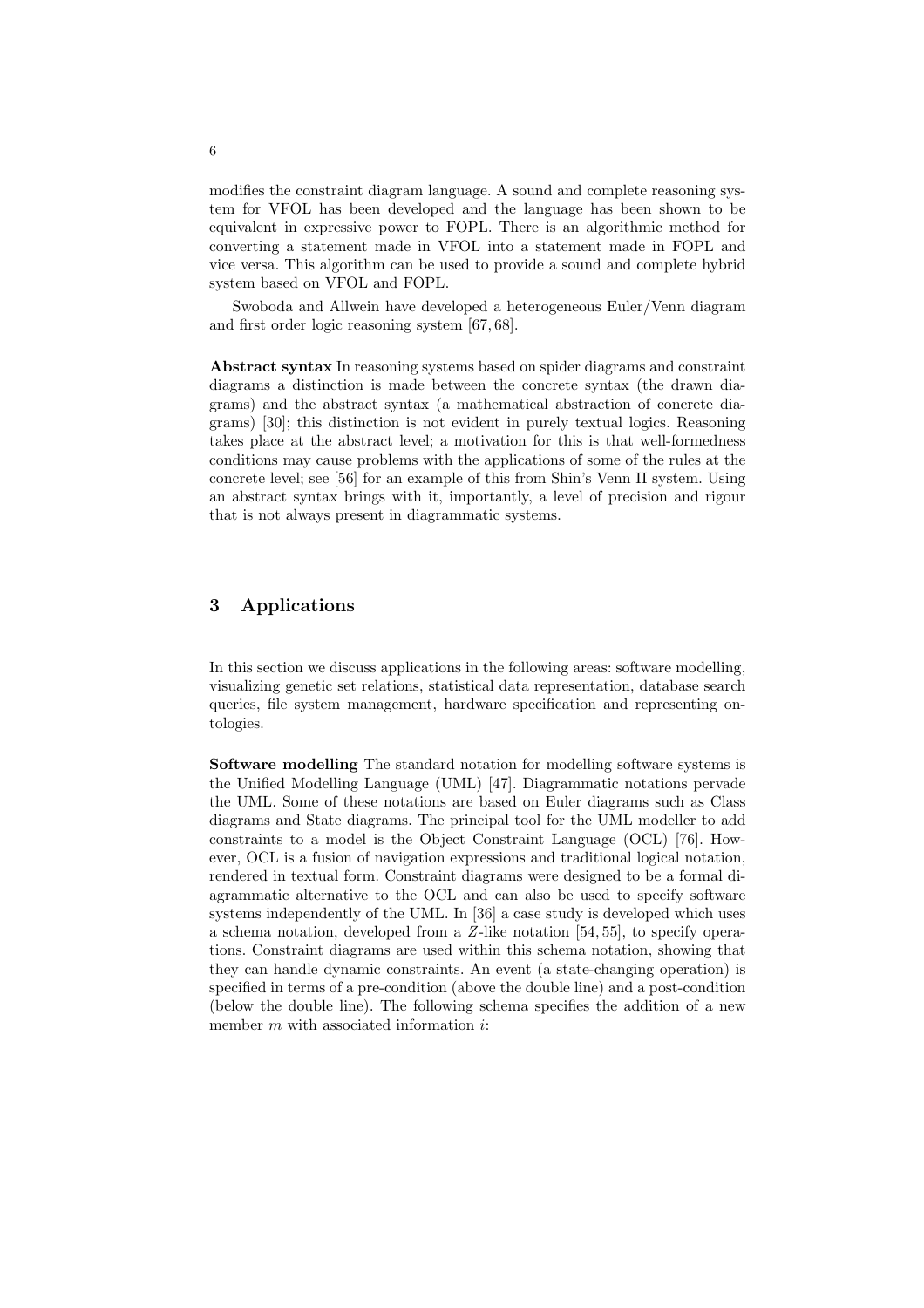modifies the constraint diagram language. A sound and complete reasoning system for VFOL has been developed and the language has been shown to be equivalent in expressive power to FOPL. There is an algorithmic method for converting a statement made in VFOL into a statement made in FOPL and vice versa. This algorithm can be used to provide a sound and complete hybrid system based on VFOL and FOPL.

Swoboda and Allwein have developed a heterogeneous Euler/Venn diagram and first order logic reasoning system [67, 68].

**Abstract syntax** In reasoning systems based on spider diagrams and constraint diagrams a distinction is made between the concrete syntax (the drawn diagrams) and the abstract syntax (a mathematical abstraction of concrete diagrams) [30]; this distinction is not evident in purely textual logics. Reasoning takes place at the abstract level; a motivation for this is that well-formedness conditions may cause problems with the applications of some of the rules at the concrete level; see [56] for an example of this from Shin's Venn II system. Using an abstract syntax brings with it, importantly, a level of precision and rigour that is not always present in diagrammatic systems.

## 3 Applications

In this section we discuss applications in the following areas: software modelling, visualizing genetic set relations, statistical data representation, database search queries, file system management, hardware specification and representing ontologies.

**Software modelling** The standard notation for modelling software systems is the Unified Modelling Language (UML) [47]. Diagrammatic notations pervade the UML. Some of these notations are based on Euler diagrams such as Class diagrams and State diagrams. The principal tool for the UML modeller to add constraints to a model is the Object Constraint Language (OCL) [76]. However, OCL is a fusion of navigation expressions and traditional logical notation, rendered in textual form. Constraint diagrams were designed to be a formal diagrammatic alternative to the OCL and can also be used to specify software systems independently of the UML. In [36] a case study is developed which uses a schema notation, developed from a $Z$-like notation [54, 55], to specify operations. Constraint diagrams are used within this schema notation, showing that they can handle dynamic constraints. An event (a state-changing operation) is specified in terms of a pre-condition (above the double line) and a post-condition (below the double line). The following schema specifies the addition of a new member $m$ with associated information $i$: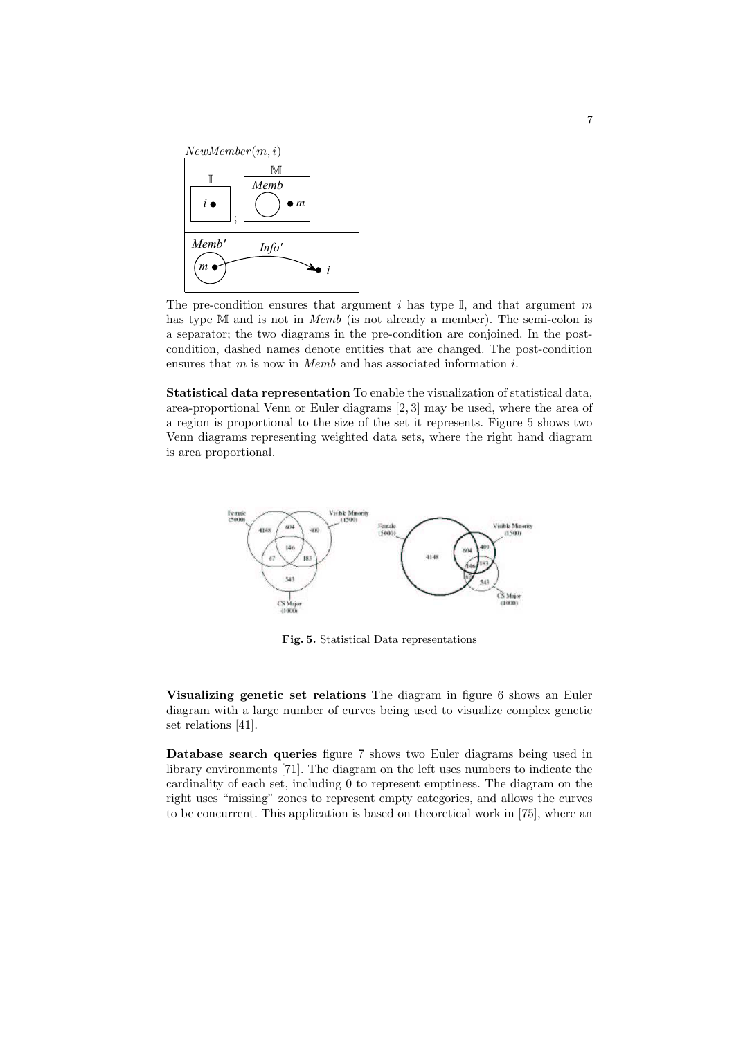The pre-condition ensures that argument $i$ has type $\mathbb{I}$, and that argument $m$ has type $\mathbb{M}$ and is not in *Memb* (is not already a member). The semi-colon is a separator; the two diagrams in the pre-condition are conjoined. In the post-condition, dashed names denote entities that are changed. The post-condition ensures that $m$ is now in *Memb* and has associated information $i$.

**Statistical data representation** To enable the visualization of statistical data, area-proportional Venn or Euler diagrams [2, 3] may be used, where the area of a region is proportional to the size of the set it represents. Figure 5 shows two Venn diagrams representing weighted data sets, where the right hand diagram is area proportional.

**Fig. 5.** Statistical Data representations

**Visualizing genetic set relations** The diagram in figure 6 shows an Euler diagram with a large number of curves being used to visualize complex genetic set relations [41].

**Database search queries** figure 7 shows two Euler diagrams being used in library environments [71]. The diagram on the left uses numbers to indicate the cardinality of each set, including 0 to represent emptiness. The diagram on the right uses "missing" zones to represent empty categories, and allows the curves to be concurrent. This application is based on theoretical work in [75], where an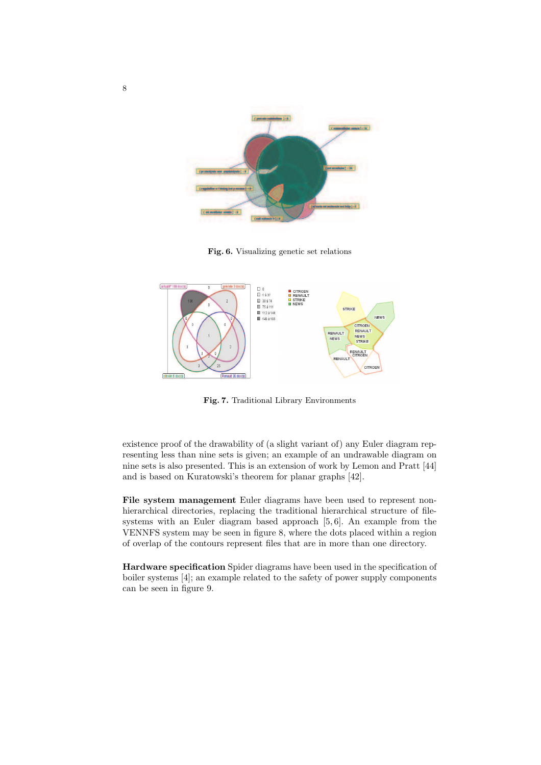Fig. 6. Visualizing genetic set relations

Fig. 7. Traditional Library Environments

existence proof of the drawability of (a slight variant of) any Euler diagram representing less than nine sets is given; an example of an undrawable diagram on nine sets is also presented. This is an extension of work by Lemon and Pratt [44] and is based on Kuratowski's theorem for planar graphs [42].

**File system management** Euler diagrams have been used to represent non-hierarchical directories, replacing the traditional hierarchical structure of file-systems with an Euler diagram based approach [5, 6]. An example from the VENNFS system may be seen in figure 8, where the dots placed within a region of overlap of the contours represent files that are in more than one directory.

**Hardware specification** Spider diagrams have been used in the specification of boiler systems [4]; an example related to the safety of power supply components can be seen in figure 9.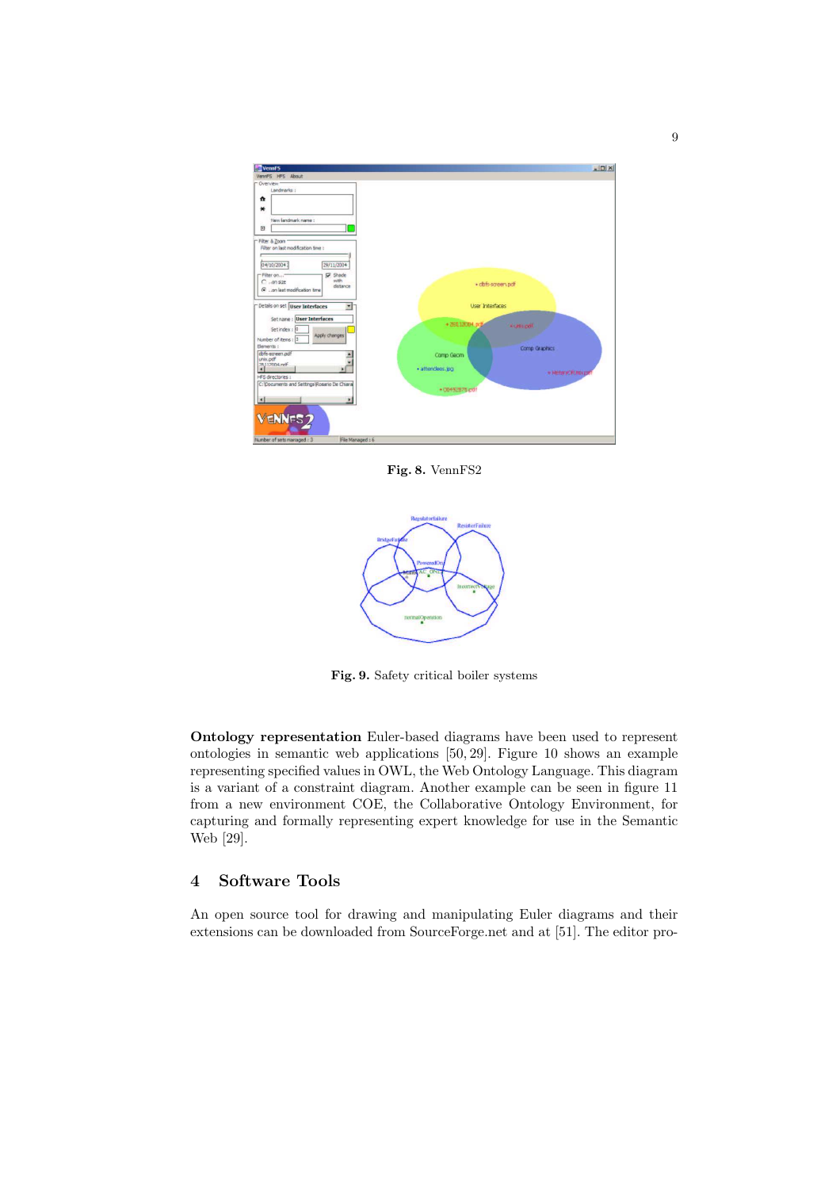Fig. 8. VennFS2

Fig. 9. Safety critical boiler systems

**Ontology representation** Euler-based diagrams have been used to represent ontologies in semantic web applications [50, 29]. Figure 10 shows an example representing specified values in OWL, the Web Ontology Language. This diagram is a variant of a constraint diagram. Another example can be seen in figure 11 from a new environment COE, the Collaborative Ontology Environment, for capturing and formally representing expert knowledge for use in the Semantic Web [29].

## 4 Software Tools

An open source tool for drawing and manipulating Euler diagrams and their extensions can be downloaded from SourceForge.net and at [51]. The editor pro-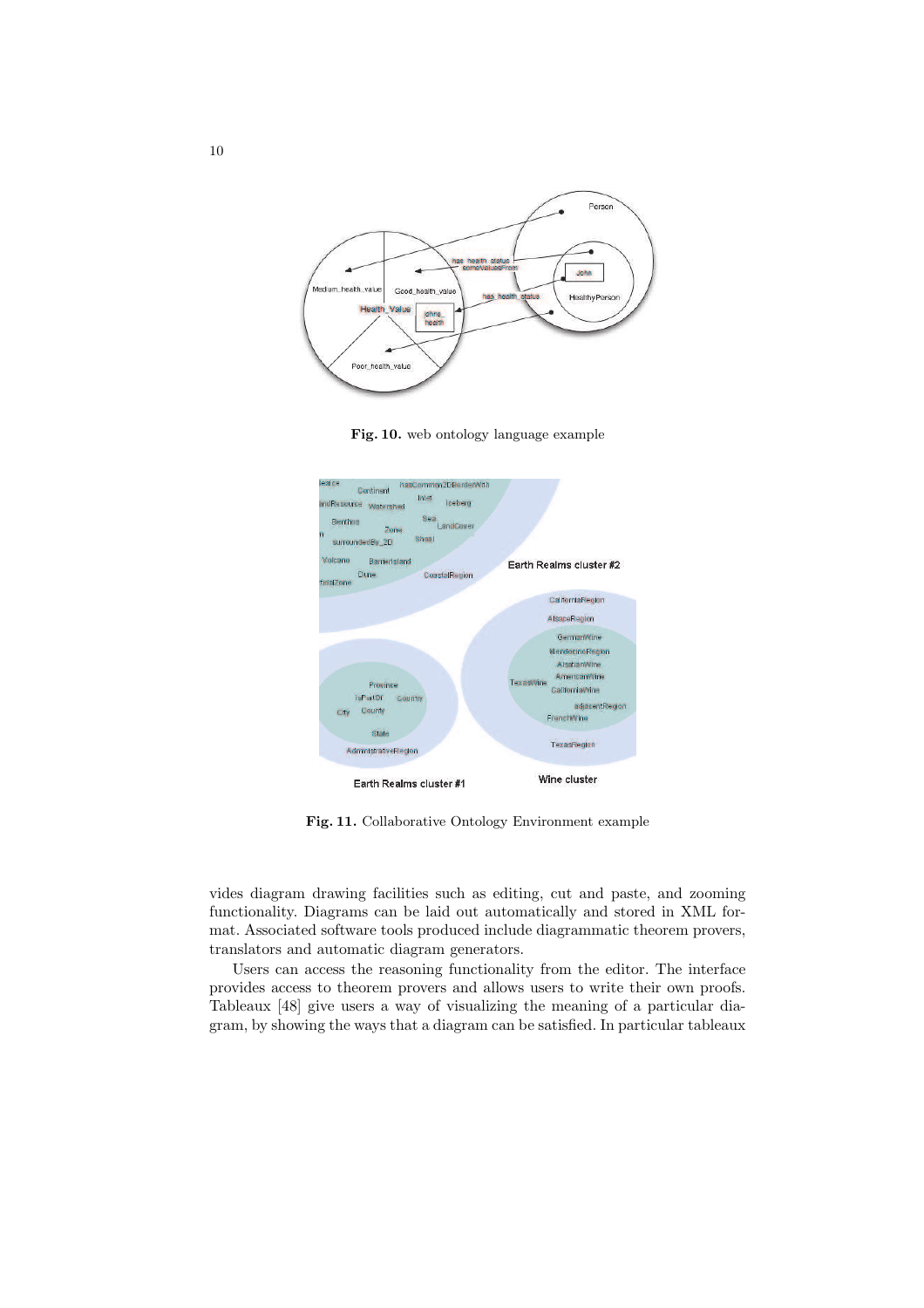Fig. 10. web ontology language example

Fig. 11. Collaborative Ontology Environment example

vides diagram drawing facilities such as editing, cut and paste, and zooming functionality. Diagrams can be laid out automatically and stored in XML format. Associated software tools produced include diagrammatic theorem provers, translators and automatic diagram generators.

Users can access the reasoning functionality from the editor. The interface provides access to theorem provers and allows users to write their own proofs. Tableaux [48] give users a way of visualizing the meaning of a particular diagram, by showing the ways that a diagram can be satisfied. In particular tableaux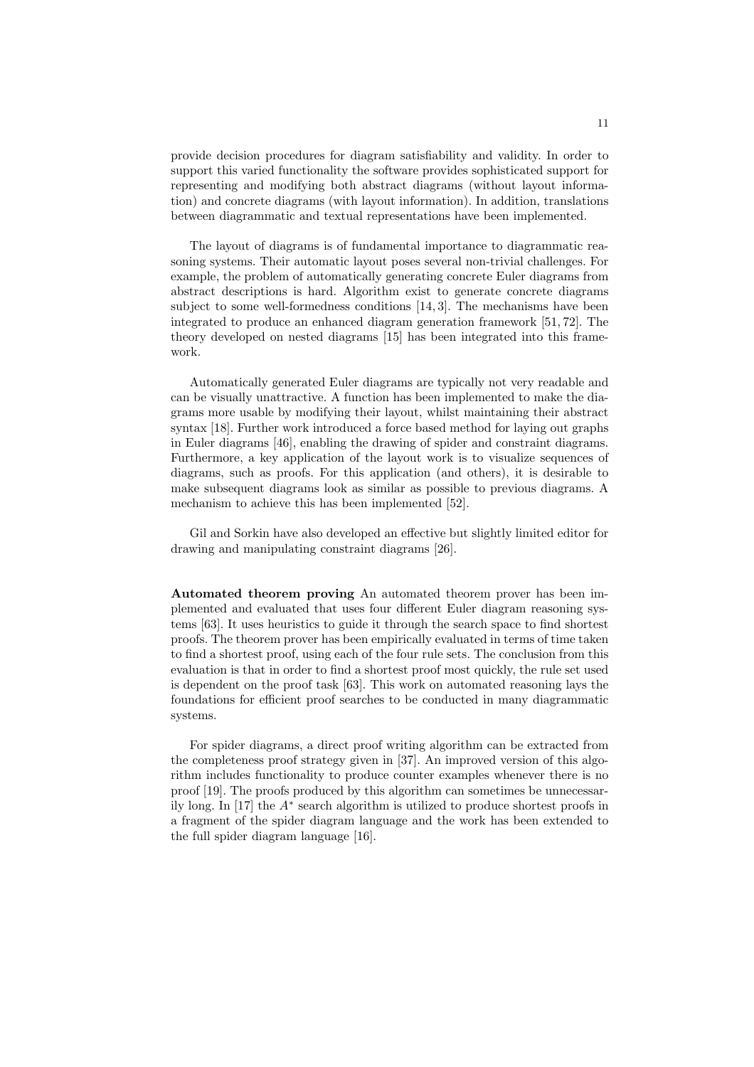provide decision procedures for diagram satisfiability and validity. In order to support this varied functionality the software provides sophisticated support for representing and modifying both abstract diagrams (without layout information) and concrete diagrams (with layout information). In addition, translations between diagrammatic and textual representations have been implemented.

The layout of diagrams is of fundamental importance to diagrammatic reasoning systems. Their automatic layout poses several non-trivial challenges. For example, the problem of automatically generating concrete Euler diagrams from abstract descriptions is hard. Algorithm exist to generate concrete diagrams subject to some well-formedness conditions [14, 3]. The mechanisms have been integrated to produce an enhanced diagram generation framework [51, 72]. The theory developed on nested diagrams [15] has been integrated into this framework.

Automatically generated Euler diagrams are typically not very readable and can be visually unattractive. A function has been implemented to make the diagrams more usable by modifying their layout, whilst maintaining their abstract syntax [18]. Further work introduced a force based method for laying out graphs in Euler diagrams [46], enabling the drawing of spider and constraint diagrams. Furthermore, a key application of the layout work is to visualize sequences of diagrams, such as proofs. For this application (and others), it is desirable to make subsequent diagrams look as similar as possible to previous diagrams. A mechanism to achieve this has been implemented [52].

Gil and Sorkin have also developed an effective but slightly limited editor for drawing and manipulating constraint diagrams [26].

**Automated theorem proving** An automated theorem prover has been implemented and evaluated that uses four different Euler diagram reasoning systems [63]. It uses heuristics to guide it through the search space to find shortest proofs. The theorem prover has been empirically evaluated in terms of time taken to find a shortest proof, using each of the four rule sets. The conclusion from this evaluation is that in order to find a shortest proof most quickly, the rule set used is dependent on the proof task [63]. This work on automated reasoning lays the foundations for efficient proof searches to be conducted in many diagrammatic systems.

For spider diagrams, a direct proof writing algorithm can be extracted from the completeness proof strategy given in [37]. An improved version of this algorithm includes functionality to produce counter examples whenever there is no proof [19]. The proofs produced by this algorithm can sometimes be unnecessarily long. In [17] the $A^*$ search algorithm is utilized to produce shortest proofs in a fragment of the spider diagram language and the work has been extended to the full spider diagram language [16].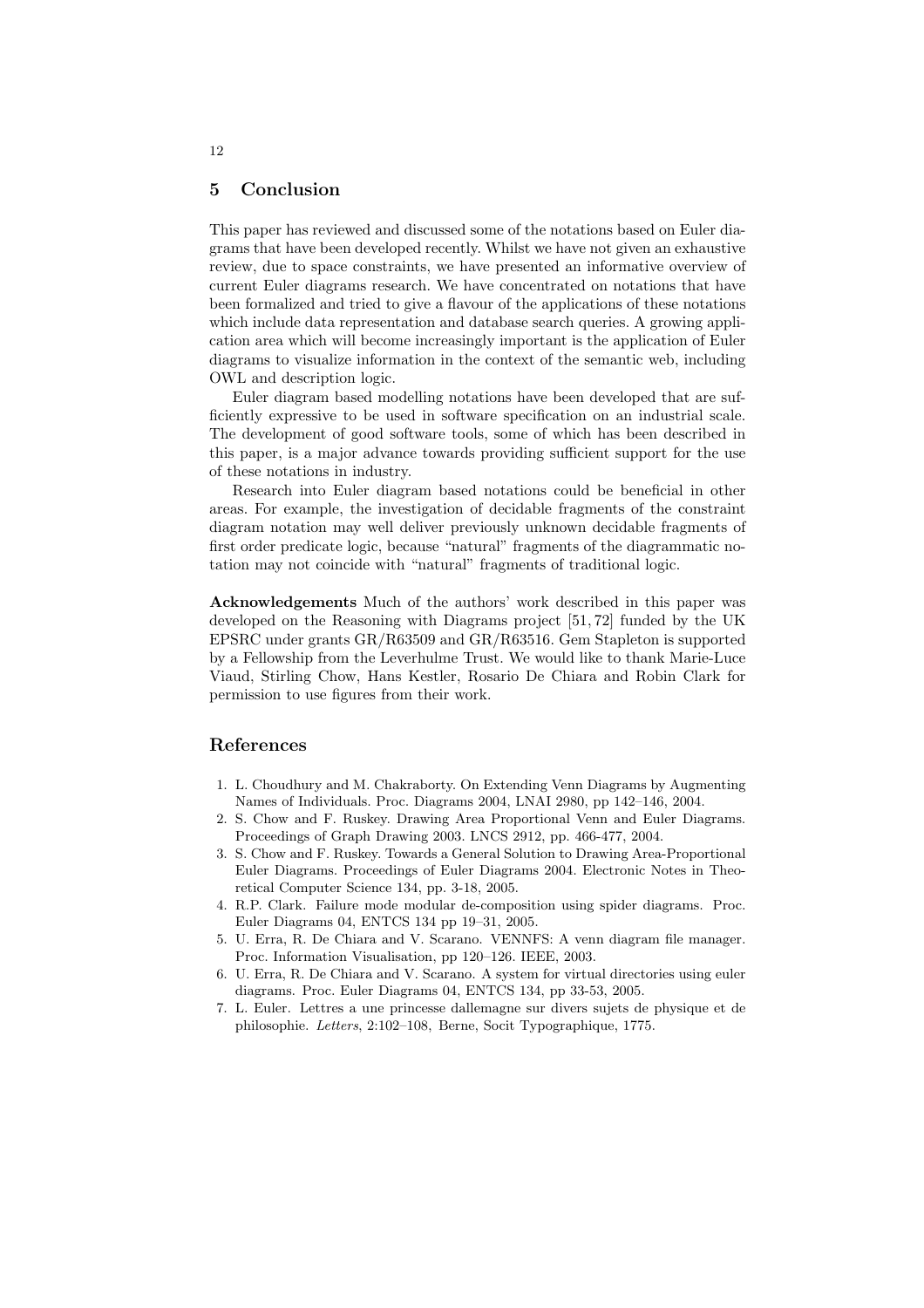## 5 Conclusion

This paper has reviewed and discussed some of the notations based on Euler diagrams that have been developed recently. Whilst we have not given an exhaustive review, due to space constraints, we have presented an informative overview of current Euler diagrams research. We have concentrated on notations that have been formalized and tried to give a flavour of the applications of these notations which include data representation and database search queries. A growing application area which will become increasingly important is the application of Euler diagrams to visualize information in the context of the semantic web, including OWL and description logic.

Euler diagram based modelling notations have been developed that are sufficiently expressive to be used in software specification on an industrial scale. The development of good software tools, some of which has been described in this paper, is a major advance towards providing sufficient support for the use of these notations in industry.

Research into Euler diagram based notations could be beneficial in other areas. For example, the investigation of decidable fragments of the constraint diagram notation may well deliver previously unknown decidable fragments of first order predicate logic, because "natural" fragments of the diagrammatic notation may not coincide with "natural" fragments of traditional logic.

**Acknowledgements** Much of the authors' work described in this paper was developed on the Reasoning with Diagrams project [51, 72] funded by the UK EPSRC under grants GR/R63509 and GR/R63516. Gem Stapleton is supported by a Fellowship from the Leverhulme Trust. We would like to thank Marie-Luce Viaud, Stirling Chow, Hans Kestler, Rosario De Chiara and Robin Clark for permission to use figures from their work.

## References

1. L. Choudhury and M. Chakraborty. On Extending Venn Diagrams by Augmenting Names of Individuals. Proc. Diagrams 2004, LNAI 2980, pp 142–146, 2004.
2. S. Chow and F. Ruskey. Drawing Area Proportional Venn and Euler Diagrams. Proceedings of Graph Drawing 2003. LNCS 2912, pp. 466-477, 2004.
3. S. Chow and F. Ruskey. Towards a General Solution to Drawing Area-Proportional Euler Diagrams. Proceedings of Euler Diagrams 2004. Electronic Notes in Theoretical Computer Science 134, pp. 3-18, 2005.
4. R.P. Clark. Failure mode modular de-composition using spider diagrams. Proc. Euler Diagrams 04, ENTCS 134 pp 19–31, 2005.
5. U. Erra, R. De Chiara and V. Scarano. VENNFS: A venn diagram file manager. Proc. Information Visualisation, pp 120–126. IEEE, 2003.
6. U. Erra, R. De Chiara and V. Scarano. A system for virtual directories using euler diagrams. Proc. Euler Diagrams 04, ENTCS 134, pp 33-53, 2005.
7. L. Euler. Lettres a une princesse dallemagne sur divers sujets de physique et de philosophie. *Letters*, 2:102–108, Berne, Socit Typographique, 1775.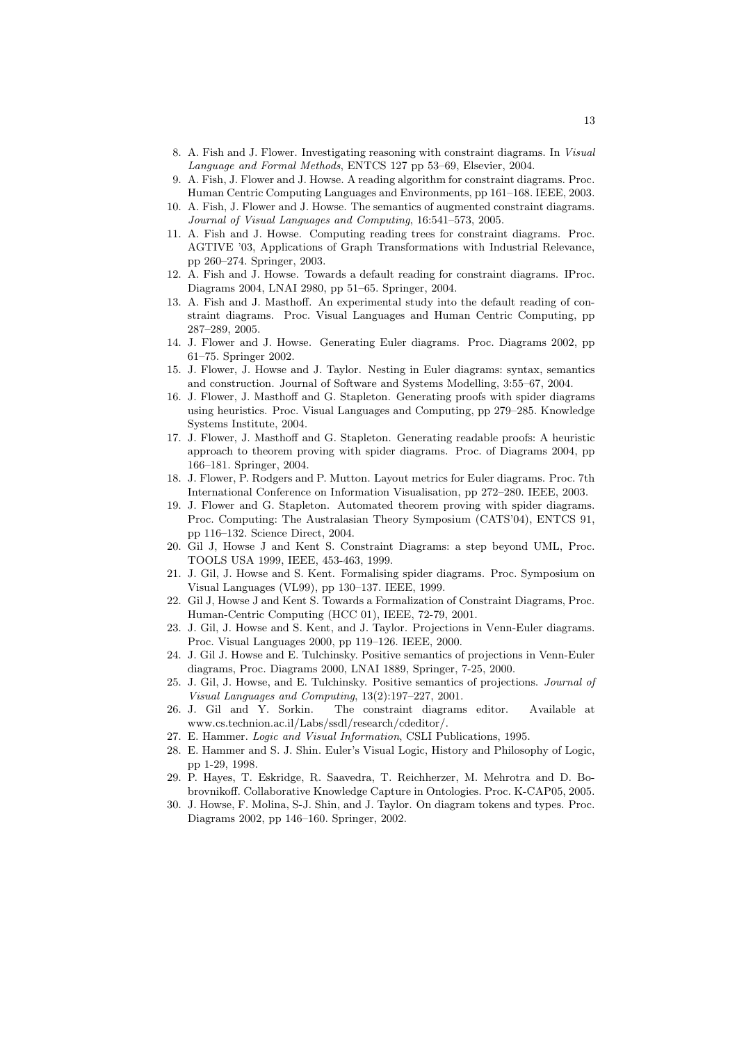8. A. Fish and J. Flower. Investigating reasoning with constraint diagrams. In *Visual Language and Formal Methods*, ENTCS 127 pp 53–69, Elsevier, 2004.
9. A. Fish, J. Flower and J. Howse. A reading algorithm for constraint diagrams. Proc. Human Centric Computing Languages and Environments, pp 161–168. IEEE, 2003.
10. A. Fish, J. Flower and J. Howse. The semantics of augmented constraint diagrams. *Journal of Visual Languages and Computing*, 16:541–573, 2005.
11. A. Fish and J. Howse. Computing reading trees for constraint diagrams. Proc. AGTIVE '03, Applications of Graph Transformations with Industrial Relevance, pp 260–274. Springer, 2003.
12. A. Fish and J. Howse. Towards a default reading for constraint diagrams. IProc. Diagrams 2004, LNAI 2980, pp 51–65. Springer, 2004.
13. A. Fish and J. Masthoff. An experimental study into the default reading of constraint diagrams. Proc. Visual Languages and Human Centric Computing, pp 287–289, 2005.
14. J. Flower and J. Howse. Generating Euler diagrams. Proc. Diagrams 2002, pp 61–75. Springer 2002.
15. J. Flower, J. Howse and J. Taylor. Nesting in Euler diagrams: syntax, semantics and construction. Journal of Software and Systems Modelling, 3:55–67, 2004.
16. J. Flower, J. Masthoff and G. Stapleton. Generating proofs with spider diagrams using heuristics. Proc. Visual Languages and Computing, pp 279–285. Knowledge Systems Institute, 2004.
17. J. Flower, J. Masthoff and G. Stapleton. Generating readable proofs: A heuristic approach to theorem proving with spider diagrams. Proc. of Diagrams 2004, pp 166–181. Springer, 2004.
18. J. Flower, P. Rodgers and P. Mutton. Layout metrics for Euler diagrams. Proc. 7th International Conference on Information Visualisation, pp 272–280. IEEE, 2003.
19. J. Flower and G. Stapleton. Automated theorem proving with spider diagrams. Proc. Computing: The Australasian Theory Symposium (CATS'04), ENTCS 91, pp 116–132. Science Direct, 2004.
20. Gil J, Howse J and Kent S. Constraint Diagrams: a step beyond UML, Proc. TOOLS USA 1999, IEEE, 453-463, 1999.
21. J. Gil, J. Howse and S. Kent. Formalising spider diagrams. Proc. Symposium on Visual Languages (VL99), pp 130–137. IEEE, 1999.
22. Gil J, Howse J and Kent S. Towards a Formalization of Constraint Diagrams, Proc. Human-Centric Computing (HCC 01), IEEE, 72-79, 2001.
23. J. Gil, J. Howse and S. Kent, and J. Taylor. Projections in Venn-Euler diagrams. Proc. Visual Languages 2000, pp 119–126. IEEE, 2000.
24. J. Gil J. Howse and E. Tulchinsky. Positive semantics of projections in Venn-Euler diagrams, Proc. Diagrams 2000, LNAI 1889, Springer, 7-25, 2000.
25. J. Gil, J. Howse, and E. Tulchinsky. Positive semantics of projections. *Journal of Visual Languages and Computing*, 13(2):197–227, 2001.
26. J. Gil and Y. Sorkin. The constraint diagrams editor. Available at www.cs.technion.ac.il/Labs/ssdl/research/cdeditor/.
27. E. Hammer. *Logic and Visual Information*, CSLI Publications, 1995.
28. E. Hammer and S. J. Shin. Euler's Visual Logic, History and Philosophy of Logic, pp 1-29, 1998.
29. P. Hayes, T. Eskridge, R. Saavedra, T. Reichherzer, M. Mehrotra and D. Bobrovnikoff. Collaborative Knowledge Capture in Ontologies. Proc. K-CAP05, 2005.
30. J. Howse, F. Molina, S-J. Shin, and J. Taylor. On diagram tokens and types. Proc. Diagrams 2002, pp 146–160. Springer, 2002.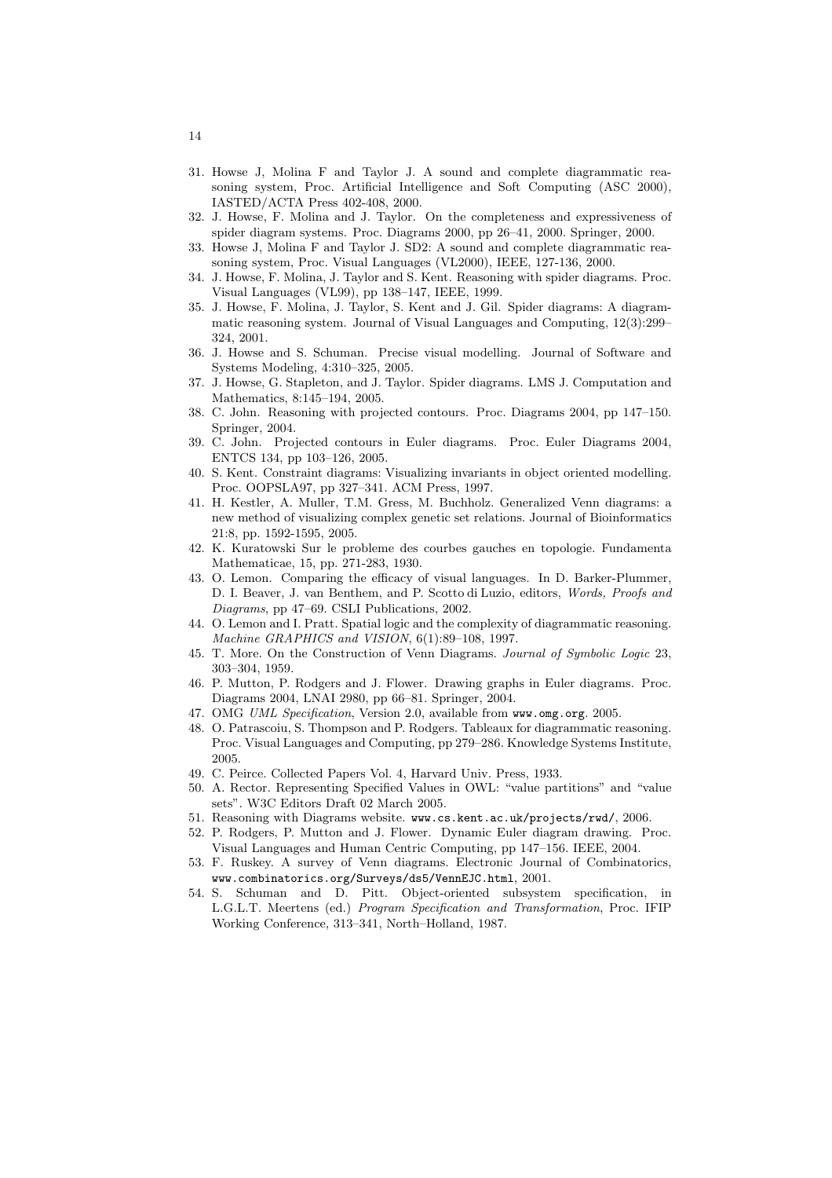31. Howse J, Molina F and Taylor J. A sound and complete diagrammatic reasoning system, Proc. Artificial Intelligence and Soft Computing (ASC 2000), IASTED/ACTA Press 402-408, 2000.
32. J. Howse, F. Molina and J. Taylor. On the completeness and expressiveness of spider diagram systems. Proc. Diagrams 2000, pp 26–41, 2000. Springer, 2000.
33. Howse J, Molina F and Taylor J. SD2: A sound and complete diagrammatic reasoning system, Proc. Visual Languages (VL2000), IEEE, 127-136, 2000.
34. J. Howse, F. Molina, J. Taylor and S. Kent. Reasoning with spider diagrams. Proc. Visual Languages (VL99), pp 138–147, IEEE, 1999.
35. J. Howse, F. Molina, J. Taylor, S. Kent and J. Gil. Spider diagrams: A diagrammatic reasoning system. Journal of Visual Languages and Computing, 12(3):299–324, 2001.
36. J. Howse and S. Schuman. Precise visual modelling. Journal of Software and Systems Modeling, 4:310–325, 2005.
37. J. Howse, G. Stapleton, and J. Taylor. Spider diagrams. LMS J. Computation and Mathematics, 8:145–194, 2005.
38. C. John. Reasoning with projected contours. Proc. Diagrams 2004, pp 147–150. Springer, 2004.
39. C. John. Projected contours in Euler diagrams. Proc. Euler Diagrams 2004, ENTCS 134, pp 103–126, 2005.
40. S. Kent. Constraint diagrams: Visualizing invariants in object oriented modelling. Proc. OOPSLA97, pp 327–341. ACM Press, 1997.
41. H. Kestler, A. Muller, T.M. Gress, M. Buchholz. Generalized Venn diagrams: a new method of visualizing complex genetic set relations. Journal of Bioinformatics 21:8, pp. 1592-1595, 2005.
42. K. Kuratowski Sur le probleme des courbes gauches en topologie. Fundamenta Mathematicae, 15, pp. 271-283, 1930.
43. O. Lemon. Comparing the efficacy of visual languages. In D. Barker-Plummer, D. I. Beaver, J. van Benthem, and P. Scotto di Luzio, editors, *Words, Proofs and Diagrams*, pp 47–69. CSLI Publications, 2002.
44. O. Lemon and I. Pratt. Spatial logic and the complexity of diagrammatic reasoning. *Machine GRAPHICS and VISION*, 6(1):89–108, 1997.
45. T. More. On the Construction of Venn Diagrams. *Journal of Symbolic Logic* 23, 303–304, 1959.
46. P. Mutton, P. Rodgers and J. Flower. Drawing graphs in Euler diagrams. Proc. Diagrams 2004, LNAI 2980, pp 66–81. Springer, 2004.
47. OMG *UML Specification*, Version 2.0, available from www.omg.org. 2005.
48. O. Patrascoiu, S. Thompson and P. Rodgers. Tableaux for diagrammatic reasoning. Proc. Visual Languages and Computing, pp 279–286. Knowledge Systems Institute, 2005.
49. C. Peirce. Collected Papers Vol. 4, Harvard Univ. Press, 1933.
50. A. Rector. Representing Specified Values in OWL: "value partitions" and "value sets". W3C Editors Draft 02 March 2005.
51. Reasoning with Diagrams website. www.cs.kent.ac.uk/projects/rwd/, 2006.
52. P. Rodgers, P. Mutton and J. Flower. Dynamic Euler diagram drawing. Proc. Visual Languages and Human Centric Computing, pp 147–156. IEEE, 2004.
53. F. Ruskey. A survey of Venn diagrams. Electronic Journal of Combinatorics, www.combinatorics.org/Surveys/ds5/VennEJC.html, 2001.
54. S. Schuman and D. Pitt. Object-oriented subsystem specification, in L.G.L.T. Meertens (ed.) *Program Specification and Transformation*, Proc. IFIP Working Conference, 313–341, North–Holland, 1987.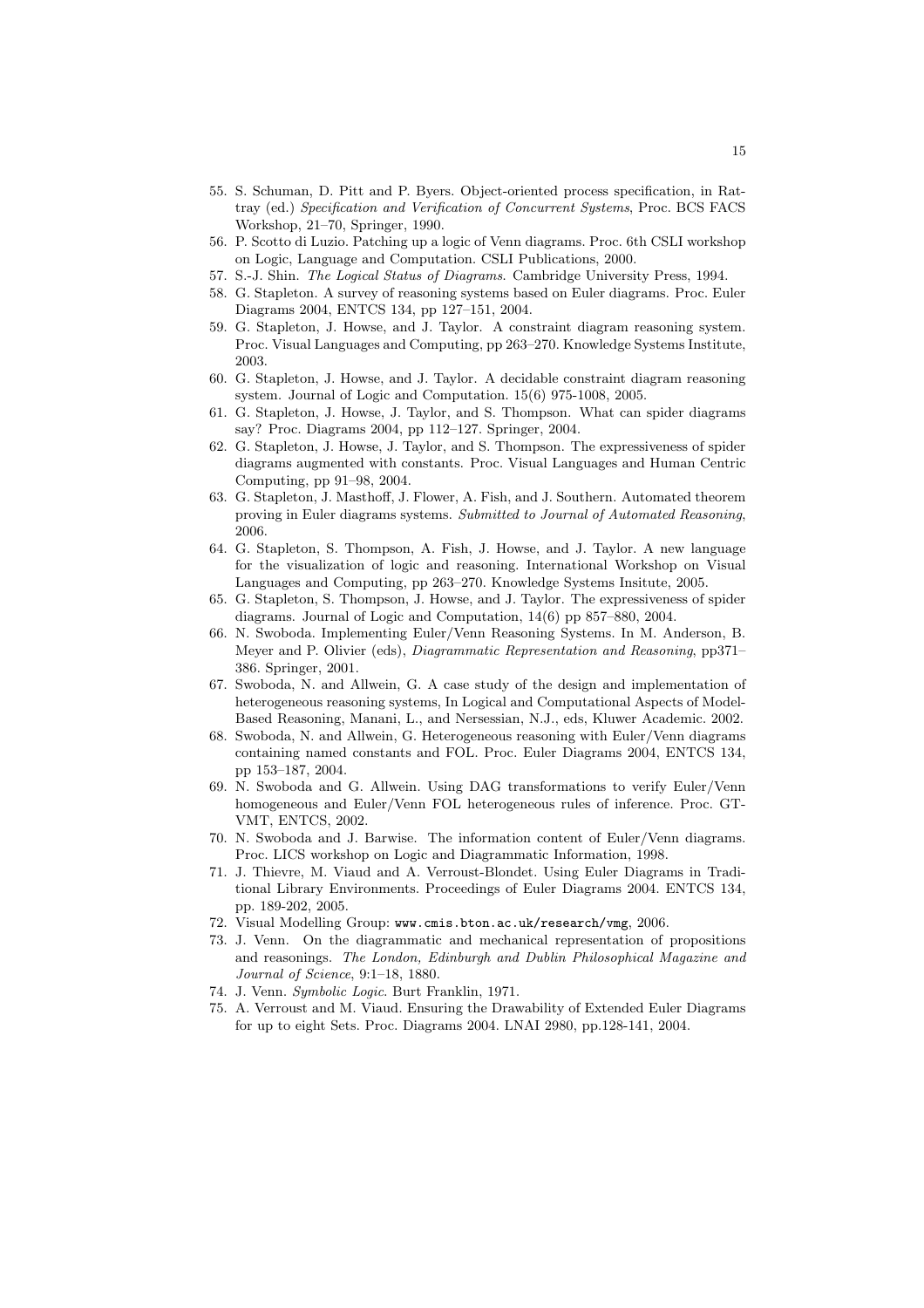55. S. Schuman, D. Pitt and P. Byers. Object-oriented process specification, in Rattray (ed.) *Specification and Verification of Concurrent Systems*, Proc. BCS FACS Workshop, 21–70, Springer, 1990.
56. P. Scotto di Luzio. Patching up a logic of Venn diagrams. Proc. 6th CSLI workshop on Logic, Language and Computation. CSLI Publications, 2000.
57. S.-J. Shin. *The Logical Status of Diagrams*. Cambridge University Press, 1994.
58. G. Stapleton. A survey of reasoning systems based on Euler diagrams. Proc. Euler Diagrams 2004, ENTCS 134, pp 127–151, 2004.
59. G. Stapleton, J. Howse, and J. Taylor. A constraint diagram reasoning system. Proc. Visual Languages and Computing, pp 263–270. Knowledge Systems Institute, 2003.
60. G. Stapleton, J. Howse, and J. Taylor. A decidable constraint diagram reasoning system. Journal of Logic and Computation. 15(6) 975-1008, 2005.
61. G. Stapleton, J. Howse, J. Taylor, and S. Thompson. What can spider diagrams say? Proc. Diagrams 2004, pp 112–127. Springer, 2004.
62. G. Stapleton, J. Howse, J. Taylor, and S. Thompson. The expressiveness of spider diagrams augmented with constants. Proc. Visual Languages and Human Centric Computing, pp 91–98, 2004.
63. G. Stapleton, J. Masthoff, J. Flower, A. Fish, and J. Southern. Automated theorem proving in Euler diagrams systems. *Submitted to Journal of Automated Reasoning*, 2006.
64. G. Stapleton, S. Thompson, A. Fish, J. Howse, and J. Taylor. A new language for the visualization of logic and reasoning. International Workshop on Visual Languages and Computing, pp 263–270. Knowledge Systems Insitute, 2005.
65. G. Stapleton, S. Thompson, J. Howse, and J. Taylor. The expressiveness of spider diagrams. Journal of Logic and Computation, 14(6) pp 857–880, 2004.
66. N. Swoboda. Implementing Euler/Venn Reasoning Systems. In M. Anderson, B. Meyer and P. Olivier (eds), *Diagrammatic Representation and Reasoning*, pp371–386. Springer, 2001.
67. Swoboda, N. and Allwein, G. A case study of the design and implementation of heterogeneous reasoning systems, In Logical and Computational Aspects of Model-Based Reasoning, Manani, L., and Nersessian, N.J., eds, Kluwer Academic. 2002.
68. Swoboda, N. and Allwein, G. Heterogeneous reasoning with Euler/Venn diagrams containing named constants and FOL. Proc. Euler Diagrams 2004, ENTCS 134, pp 153–187, 2004.
69. N. Swoboda and G. Allwein. Using DAG transformations to verify Euler/Venn homogeneous and Euler/Venn FOL heterogeneous rules of inference. Proc. GT-VMT, ENTCS, 2002.
70. N. Swoboda and J. Barwise. The information content of Euler/Venn diagrams. Proc. LICS workshop on Logic and Diagrammatic Information, 1998.
71. J. Thievre, M. Viaud and A. Verroust-Blondet. Using Euler Diagrams in Traditional Library Environments. Proceedings of Euler Diagrams 2004. ENTCS 134, pp. 189-202, 2005.
72. Visual Modelling Group: `www.cmis.bton.ac.uk/research/vmg`, 2006.
73. J. Venn. On the diagrammatic and mechanical representation of propositions and reasonings. *The London, Edinburgh and Dublin Philosophical Magazine and Journal of Science*, 9:1–18, 1880.
74. J. Venn. *Symbolic Logic*. Burt Franklin, 1971.
75. A. Verroust and M. Viaud. Ensuring the Drawability of Extended Euler Diagrams for up to eight Sets. Proc. Diagrams 2004. LNAI 2980, pp.128-141, 2004.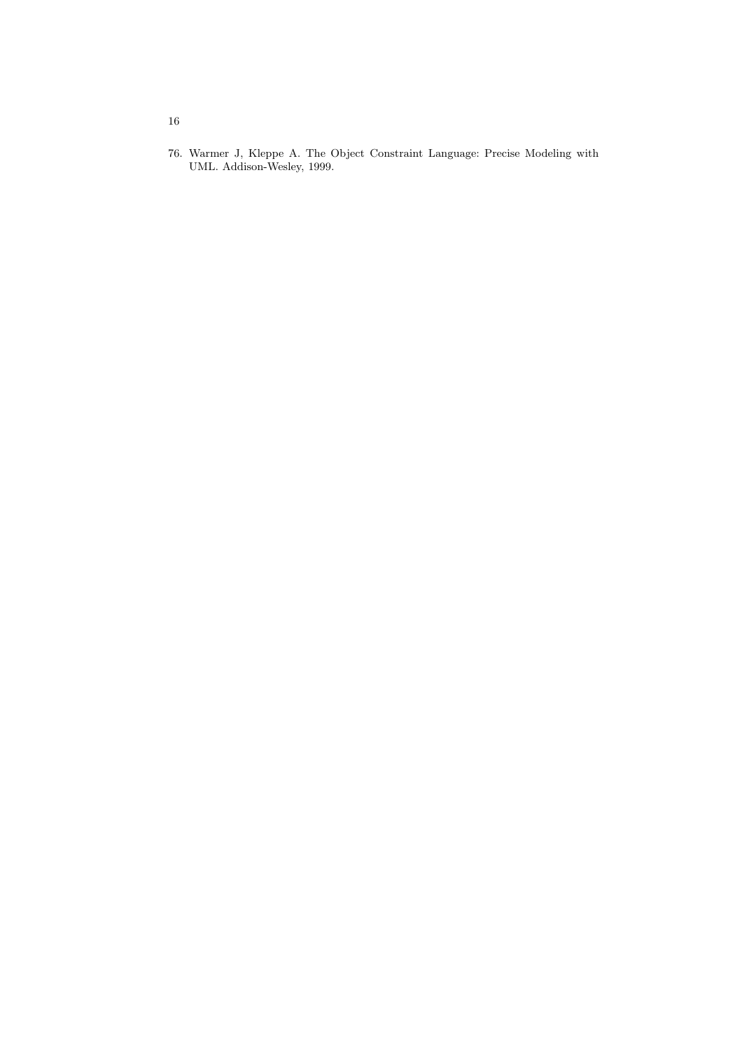76. Warmer J, Kleppe A. The Object Constraint Language: Precise Modeling with UML. Addison-Wesley, 1999.